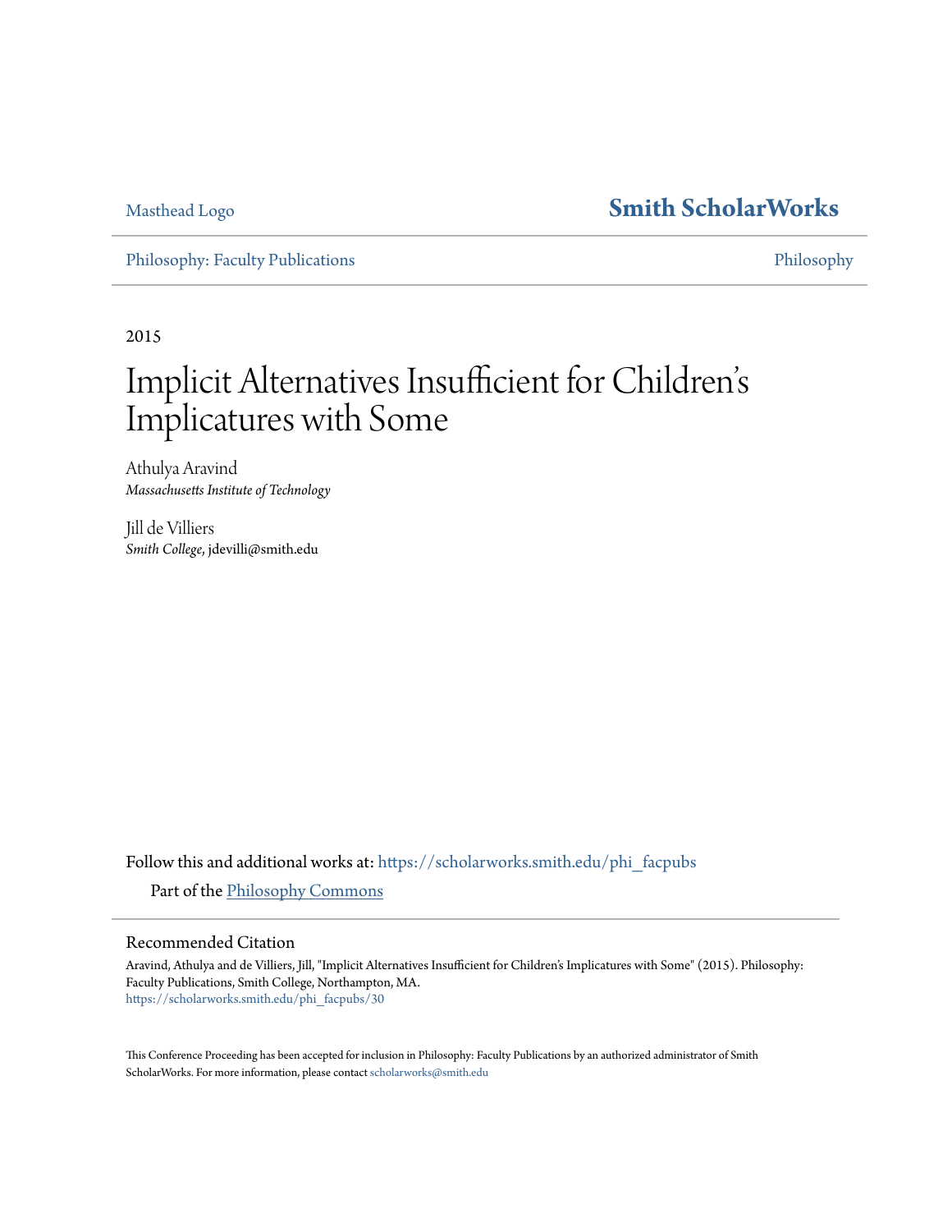Masthead Logo

**Smith ScholarWorks**

Philosophy: Faculty Publications | Philosophy

2015

# Implicit Alternatives Insufficient for Children's Implicatures with Some

Athulya Aravind
*Massachusetts Institute of Technology*

Jill de Villiers
*Smith College*, jdevilli@smith.edu

Follow this and additional works at: https://scholarworks.smith.edu/phi_facpubs

Part of the Philosophy Commons

## Recommended Citation

Aravind, Athulya and de Villiers, Jill, "Implicit Alternatives Insufficient for Children's Implicatures with Some" (2015). Philosophy: Faculty Publications, Smith College, Northampton, MA.
https://scholarworks.smith.edu/phi_facpubs/30

This Conference Proceeding has been accepted for inclusion in Philosophy: Faculty Publications by an authorized administrator of Smith ScholarWorks. For more information, please contact scholarworks@smith.edu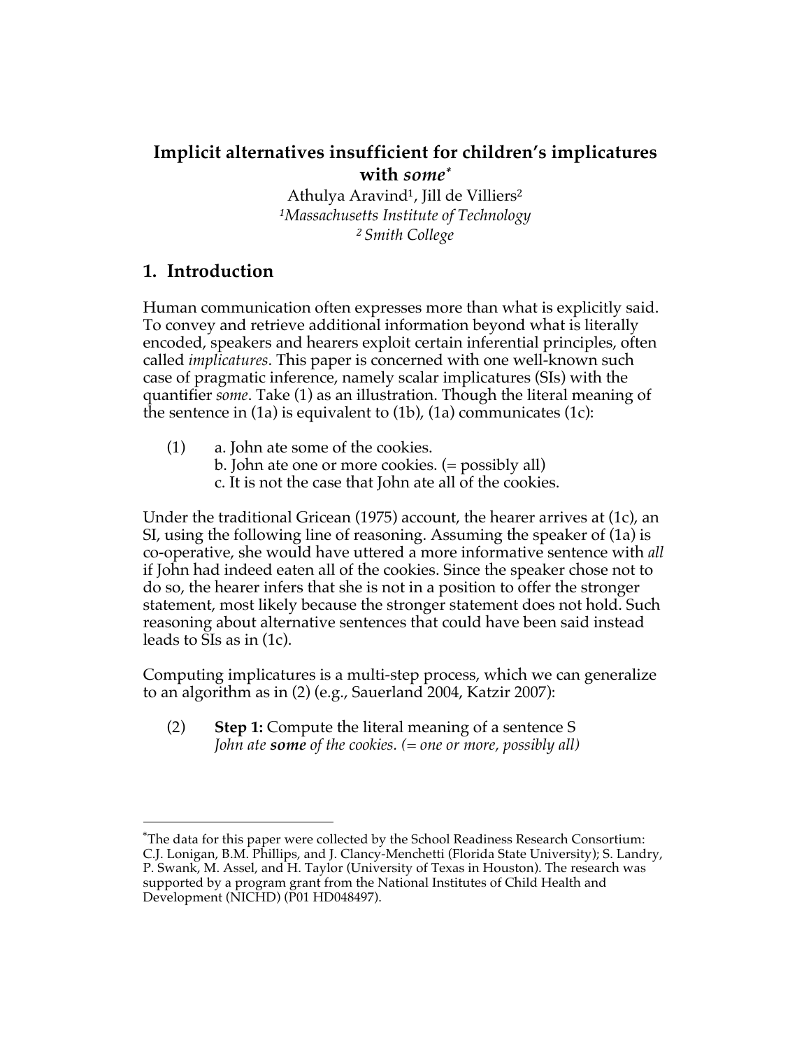# Implicit alternatives insufficient for children's implicatures with *some*[*]

Athulya Aravind[1], Jill de Villiers[2]

[1]*Massachusetts Institute of Technology*
[2] *Smith College*

## 1. Introduction

Human communication often expresses more than what is explicitly said. To convey and retrieve additional information beyond what is literally encoded, speakers and hearers exploit certain inferential principles, often called *implicatures*. This paper is concerned with one well-known such case of pragmatic inference, namely scalar implicatures (SIs) with the quantifier *some*. Take (1) as an illustration. Though the literal meaning of the sentence in (1a) is equivalent to (1b), (1a) communicates (1c):

(1) a. John ate some of the cookies.
b. John ate one or more cookies. (= possibly all)
c. It is not the case that John ate all of the cookies.

Under the traditional Gricean (1975) account, the hearer arrives at (1c), an SI, using the following line of reasoning. Assuming the speaker of (1a) is co-operative, she would have uttered a more informative sentence with *all* if John had indeed eaten all of the cookies. Since the speaker chose not to do so, the hearer infers that she is not in a position to offer the stronger statement, most likely because the stronger statement does not hold. Such reasoning about alternative sentences that could have been said instead leads to SIs as in (1c).

Computing implicatures is a multi-step process, which we can generalize to an algorithm as in (2) (e.g., Sauerland 2004, Katzir 2007):

(2) **Step 1:** Compute the literal meaning of a sentence S
*John ate* ***some*** *of the cookies. (= one or more, possibly all)*

---

[*] The data for this paper were collected by the School Readiness Research Consortium: C.J. Lonigan, B.M. Phillips, and J. Clancy-Menchetti (Florida State University); S. Landry, P. Swank, M. Assel, and H. Taylor (University of Texas in Houston). The research was supported by a program grant from the National Institutes of Child Health and Development (NICHD) (P01 HD048497).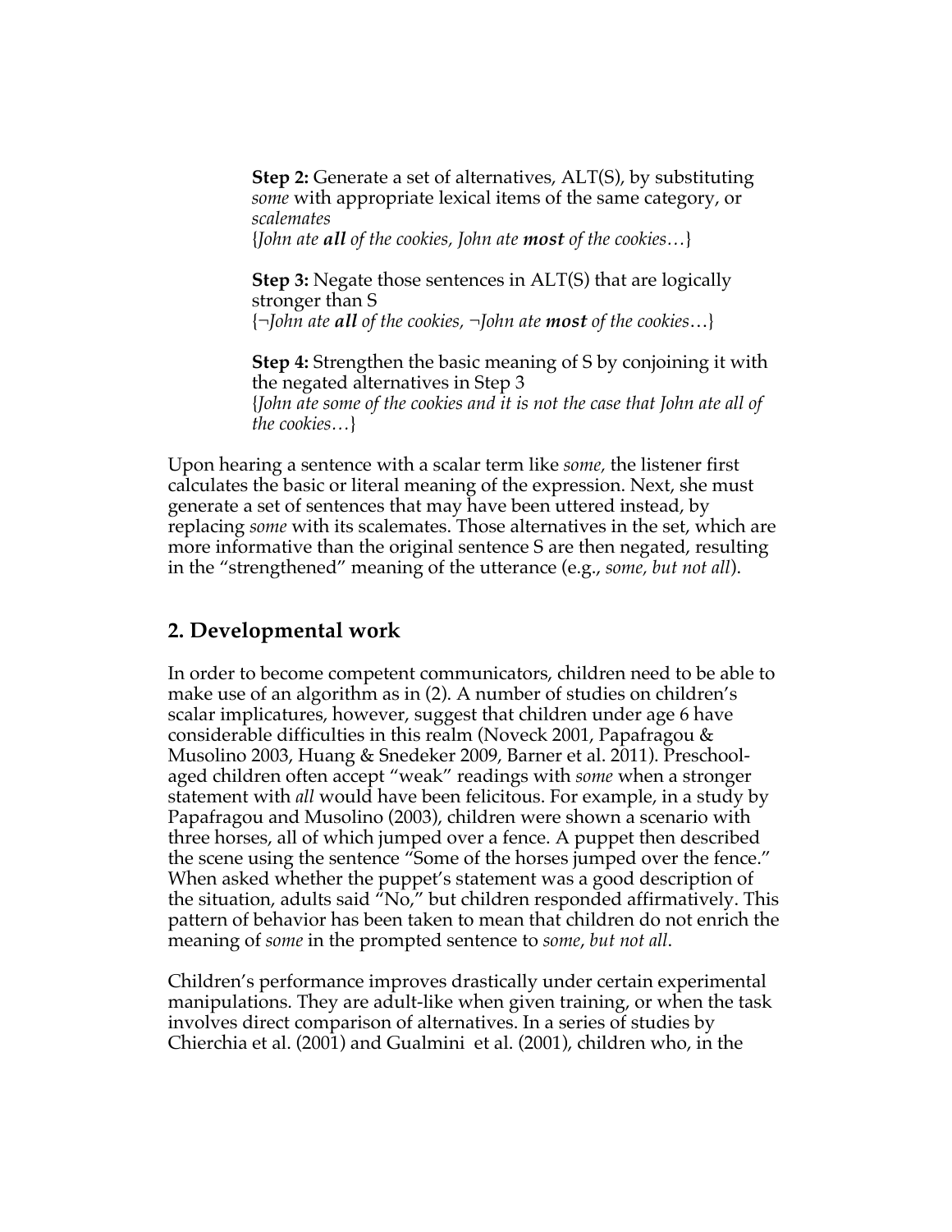**Step 2:** Generate a set of alternatives, ALT(S), by substituting *some* with appropriate lexical items of the same category, or *scalemates*
{*John ate **all** of the cookies, John ate **most** of the cookies…*}

**Step 3:** Negate those sentences in ALT(S) that are logically stronger than S
{*¬John ate **all** of the cookies, ¬John ate **most** of the cookies*…}

**Step 4:** Strengthen the basic meaning of S by conjoining it with the negated alternatives in Step 3
{*John ate some of the cookies and it is not the case that John ate all of the cookies…*}

Upon hearing a sentence with a scalar term like *some,* the listener first calculates the basic or literal meaning of the expression. Next, she must generate a set of sentences that may have been uttered instead, by replacing *some* with its scalemates. Those alternatives in the set, which are more informative than the original sentence S are then negated, resulting in the "strengthened" meaning of the utterance (e.g., *some, but not all*).

## 2. Developmental work

In order to become competent communicators, children need to be able to make use of an algorithm as in (2). A number of studies on children's scalar implicatures, however, suggest that children under age 6 have considerable difficulties in this realm (Noveck 2001, Papafragou & Musolino 2003, Huang & Snedeker 2009, Barner et al. 2011). Preschool-aged children often accept "weak" readings with *some* when a stronger statement with *all* would have been felicitous. For example, in a study by Papafragou and Musolino (2003), children were shown a scenario with three horses, all of which jumped over a fence. A puppet then described the scene using the sentence "Some of the horses jumped over the fence." When asked whether the puppet's statement was a good description of the situation, adults said "No," but children responded affirmatively. This pattern of behavior has been taken to mean that children do not enrich the meaning of *some* in the prompted sentence to *some*, *but not all*.

Children's performance improves drastically under certain experimental manipulations. They are adult-like when given training, or when the task involves direct comparison of alternatives. In a series of studies by Chierchia et al. (2001) and Gualmini et al. (2001), children who, in the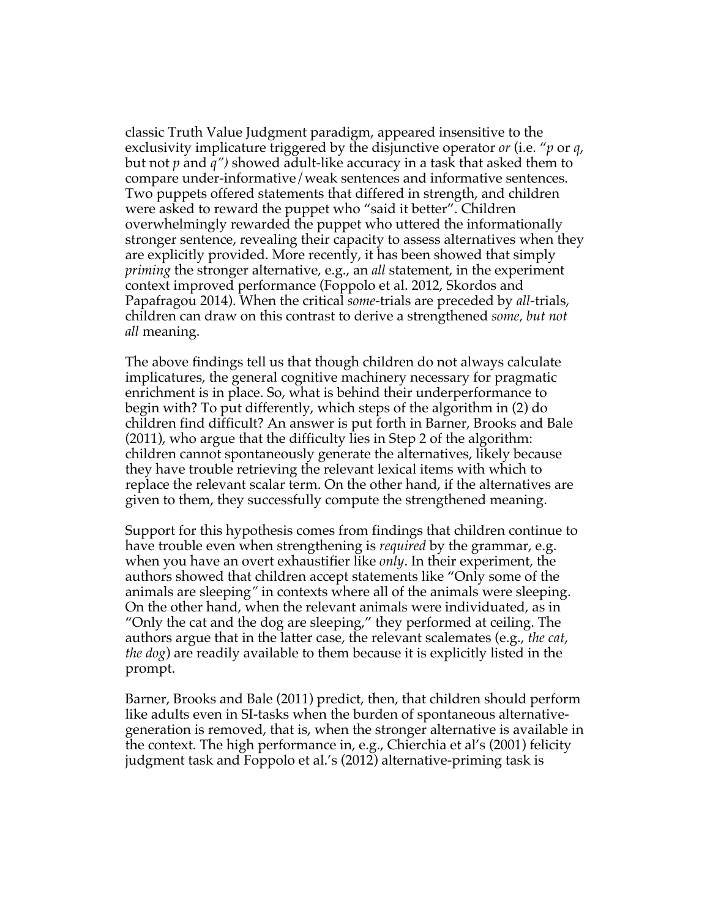classic Truth Value Judgment paradigm, appeared insensitive to the exclusivity implicature triggered by the disjunctive operator *or* (i.e. "*p* or *q*, but not *p* and *q*") showed adult-like accuracy in a task that asked them to compare under-informative/weak sentences and informative sentences. Two puppets offered statements that differed in strength, and children were asked to reward the puppet who "said it better". Children overwhelmingly rewarded the puppet who uttered the informationally stronger sentence, revealing their capacity to assess alternatives when they are explicitly provided. More recently, it has been showed that simply *priming* the stronger alternative, e.g., an *all* statement, in the experiment context improved performance (Foppolo et al. 2012, Skordos and Papafragou 2014). When the critical *some*-trials are preceded by *all*-trials, children can draw on this contrast to derive a strengthened *some, but not all* meaning.

The above findings tell us that though children do not always calculate implicatures, the general cognitive machinery necessary for pragmatic enrichment is in place. So, what is behind their underperformance to begin with? To put differently, which steps of the algorithm in (2) do children find difficult? An answer is put forth in Barner, Brooks and Bale (2011), who argue that the difficulty lies in Step 2 of the algorithm: children cannot spontaneously generate the alternatives, likely because they have trouble retrieving the relevant lexical items with which to replace the relevant scalar term. On the other hand, if the alternatives are given to them, they successfully compute the strengthened meaning.

Support for this hypothesis comes from findings that children continue to have trouble even when strengthening is *required* by the grammar, e.g. when you have an overt exhaustifier like *only*. In their experiment, the authors showed that children accept statements like "Only some of the animals are sleeping" in contexts where all of the animals were sleeping. On the other hand, when the relevant animals were individuated, as in "Only the cat and the dog are sleeping," they performed at ceiling. The authors argue that in the latter case, the relevant scalemates (e.g., *the cat*, *the dog*) are readily available to them because it is explicitly listed in the prompt.

Barner, Brooks and Bale (2011) predict, then, that children should perform like adults even in SI-tasks when the burden of spontaneous alternative-generation is removed, that is, when the stronger alternative is available in the context. The high performance in, e.g., Chierchia et al's (2001) felicity judgment task and Foppolo et al.'s (2012) alternative-priming task is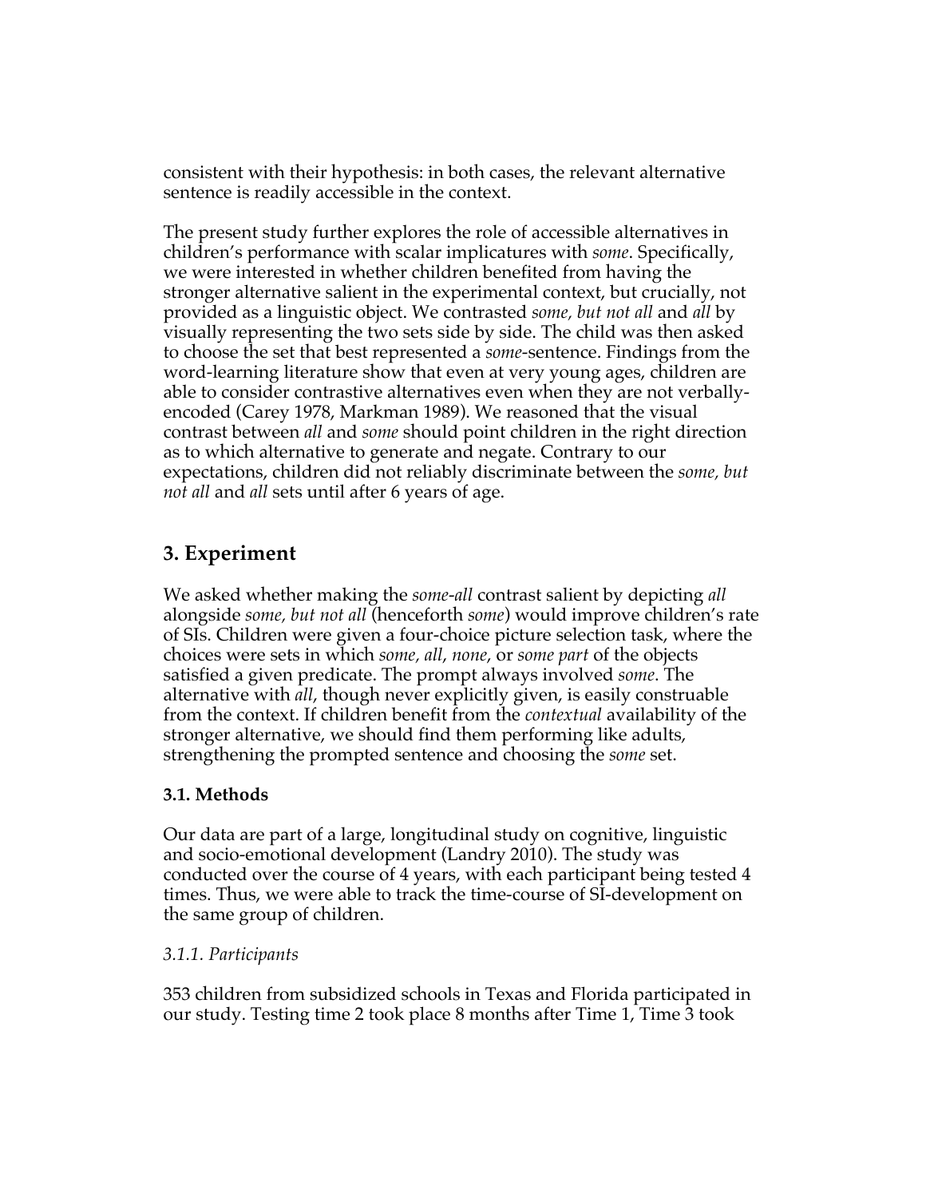consistent with their hypothesis: in both cases, the relevant alternative sentence is readily accessible in the context.

The present study further explores the role of accessible alternatives in children's performance with scalar implicatures with *some*. Specifically, we were interested in whether children benefited from having the stronger alternative salient in the experimental context, but crucially, not provided as a linguistic object. We contrasted *some, but not all* and *all* by visually representing the two sets side by side. The child was then asked to choose the set that best represented a *some*-sentence. Findings from the word-learning literature show that even at very young ages, children are able to consider contrastive alternatives even when they are not verbally-encoded (Carey 1978, Markman 1989). We reasoned that the visual contrast between *all* and *some* should point children in the right direction as to which alternative to generate and negate. Contrary to our expectations, children did not reliably discriminate between the *some, but not all* and *all* sets until after 6 years of age.

## 3. Experiment

We asked whether making the *some*-*all* contrast salient by depicting *all* alongside *some, but not all* (henceforth *some*) would improve children's rate of SIs. Children were given a four-choice picture selection task, where the choices were sets in which *some, all*, *none*, or *some part* of the objects satisfied a given predicate. The prompt always involved *some*. The alternative with *all*, though never explicitly given, is easily construable from the context. If children benefit from the *contextual* availability of the stronger alternative, we should find them performing like adults, strengthening the prompted sentence and choosing the *some* set.

### 3.1. Methods

Our data are part of a large, longitudinal study on cognitive, linguistic and socio-emotional development (Landry 2010). The study was conducted over the course of 4 years, with each participant being tested 4 times. Thus, we were able to track the time-course of SI-development on the same group of children.

#### *3.1.1. Participants*

353 children from subsidized schools in Texas and Florida participated in our study. Testing time 2 took place 8 months after Time 1, Time 3 took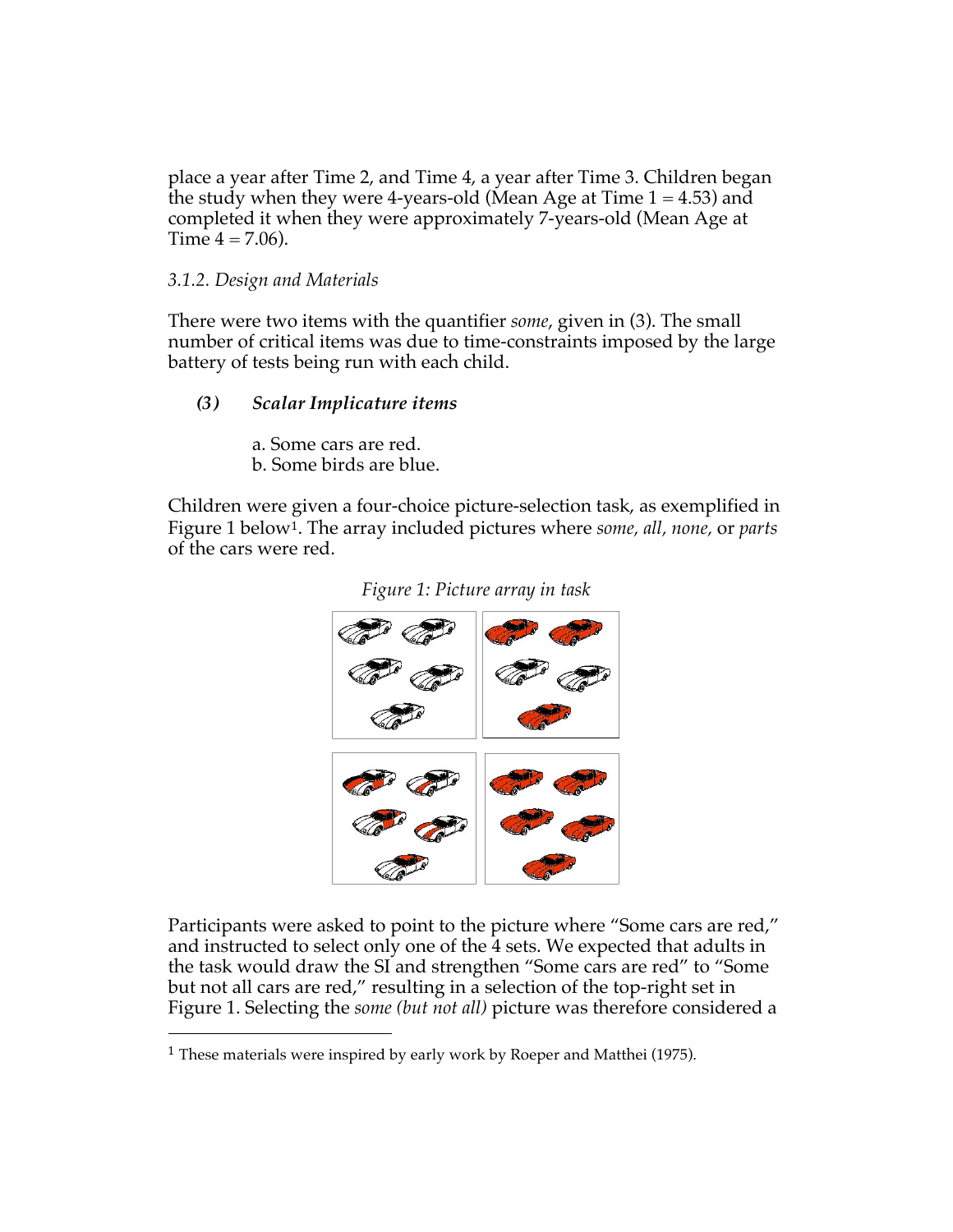place a year after Time 2, and Time 4, a year after Time 3. Children began the study when they were 4-years-old (Mean Age at Time 1 = 4.53) and completed it when they were approximately 7-years-old (Mean Age at Time 4 = 7.06).

### *3.1.2. Design and Materials*

There were two items with the quantifier *some*, given in (3). The small number of critical items was due to time-constraints imposed by the large battery of tests being run with each child.

**(3)** ***Scalar Implicature items***

a. Some cars are red.
b. Some birds are blue.

Children were given a four-choice picture-selection task, as exemplified in Figure 1 below[1]. The array included pictures where *some, all, none,* or *parts* of the cars were red.

*Figure 1: Picture array in task*

Participants were asked to point to the picture where "Some cars are red," and instructed to select only one of the 4 sets. We expected that adults in the task would draw the SI and strengthen "Some cars are red" to "Some but not all cars are red," resulting in a selection of the top-right set in Figure 1. Selecting the *some (but not all)* picture was therefore considered a

[1] These materials were inspired by early work by Roeper and Matthei (1975).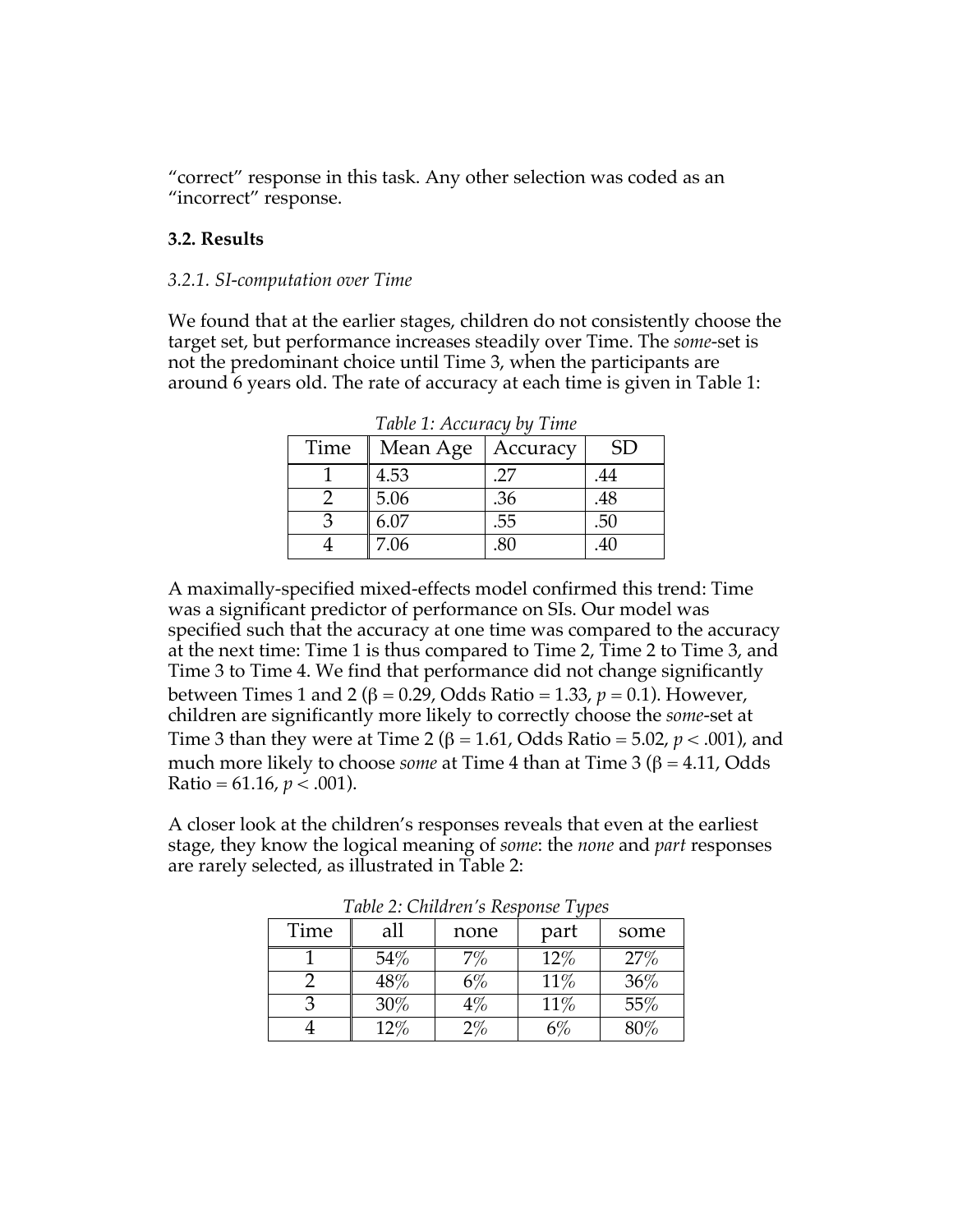"correct" response in this task. Any other selection was coded as an "incorrect" response.

### 3.2. Results

#### *3.2.1. SI-computation over Time*

We found that at the earlier stages, children do not consistently choose the target set, but performance increases steadily over Time. The *some*-set is not the predominant choice until Time 3, when the participants are around 6 years old. The rate of accuracy at each time is given in Table 1:

*Table 1: Accuracy by Time*

| Time | Mean Age | Accuracy | SD |
|---|---|---|---|
| 1 | 4.53 | .27 | .44 |
| 2 | 5.06 | .36 | .48 |
| 3 | 6.07 | .55 | .50 |
| 4 | 7.06 | .80 | .40 |

A maximally-specified mixed-effects model confirmed this trend: Time was a significant predictor of performance on SIs. Our model was specified such that the accuracy at one time was compared to the accuracy at the next time: Time 1 is thus compared to Time 2, Time 2 to Time 3, and Time 3 to Time 4. We find that performance did not change significantly between Times 1 and 2 ($\beta = 0.29$, Odds Ratio = 1.33, $p = 0.1$). However, children are significantly more likely to correctly choose the *some*-set at Time 3 than they were at Time 2 ($\beta = 1.61$, Odds Ratio = 5.02, $p < .001$), and much more likely to choose *some* at Time 4 than at Time 3 ($\beta = 4.11$, Odds Ratio = 61.16, $p < .001$).

A closer look at the children's responses reveals that even at the earliest stage, they know the logical meaning of *some*: the *none* and *part* responses are rarely selected, as illustrated in Table 2:

*Table 2: Children's Response Types*

| Time | all | none | part | some |
|---|---|---|---|---|
| 1 | 54% | 7% | 12% | 27% |
| 2 | 48% | 6% | 11% | 36% |
| 3 | 30% | 4% | 11% | 55% |
| 4 | 12% | 2% | 6% | 80% |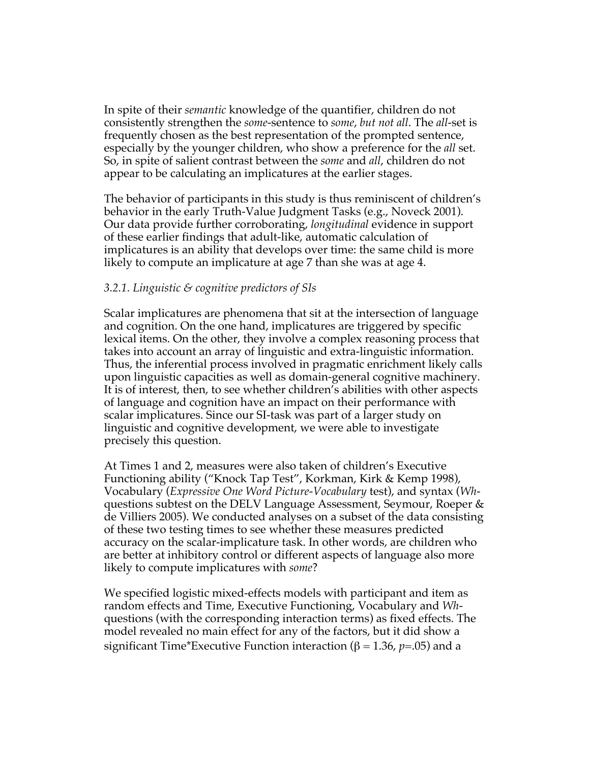In spite of their *semantic* knowledge of the quantifier, children do not consistently strengthen the *some*-sentence to *some*, *but not all*. The *all*-set is frequently chosen as the best representation of the prompted sentence, especially by the younger children, who show a preference for the *all* set. So, in spite of salient contrast between the *some* and *all*, children do not appear to be calculating an implicatures at the earlier stages.

The behavior of participants in this study is thus reminiscent of children's behavior in the early Truth-Value Judgment Tasks (e.g., Noveck 2001). Our data provide further corroborating, *longitudinal* evidence in support of these earlier findings that adult-like, automatic calculation of implicatures is an ability that develops over time: the same child is more likely to compute an implicature at age 7 than she was at age 4.

### *3.2.1. Linguistic & cognitive predictors of SIs*

Scalar implicatures are phenomena that sit at the intersection of language and cognition. On the one hand, implicatures are triggered by specific lexical items. On the other, they involve a complex reasoning process that takes into account an array of linguistic and extra-linguistic information. Thus, the inferential process involved in pragmatic enrichment likely calls upon linguistic capacities as well as domain-general cognitive machinery. It is of interest, then, to see whether children's abilities with other aspects of language and cognition have an impact on their performance with scalar implicatures. Since our SI-task was part of a larger study on linguistic and cognitive development, we were able to investigate precisely this question.

At Times 1 and 2, measures were also taken of children's Executive Functioning ability ("Knock Tap Test", Korkman, Kirk & Kemp 1998), Vocabulary (*Expressive One Word Picture-Vocabulary* test), and syntax (*Wh*-questions subtest on the DELV Language Assessment, Seymour, Roeper & de Villiers 2005). We conducted analyses on a subset of the data consisting of these two testing times to see whether these measures predicted accuracy on the scalar-implicature task. In other words, are children who are better at inhibitory control or different aspects of language also more likely to compute implicatures with *some*?

We specified logistic mixed-effects models with participant and item as random effects and Time, Executive Functioning, Vocabulary and *Wh*-questions (with the corresponding interaction terms) as fixed effects. The model revealed no main effect for any of the factors, but it did show a significant Time*Executive Function interaction ($\beta = 1.36$, $p$=.05) and a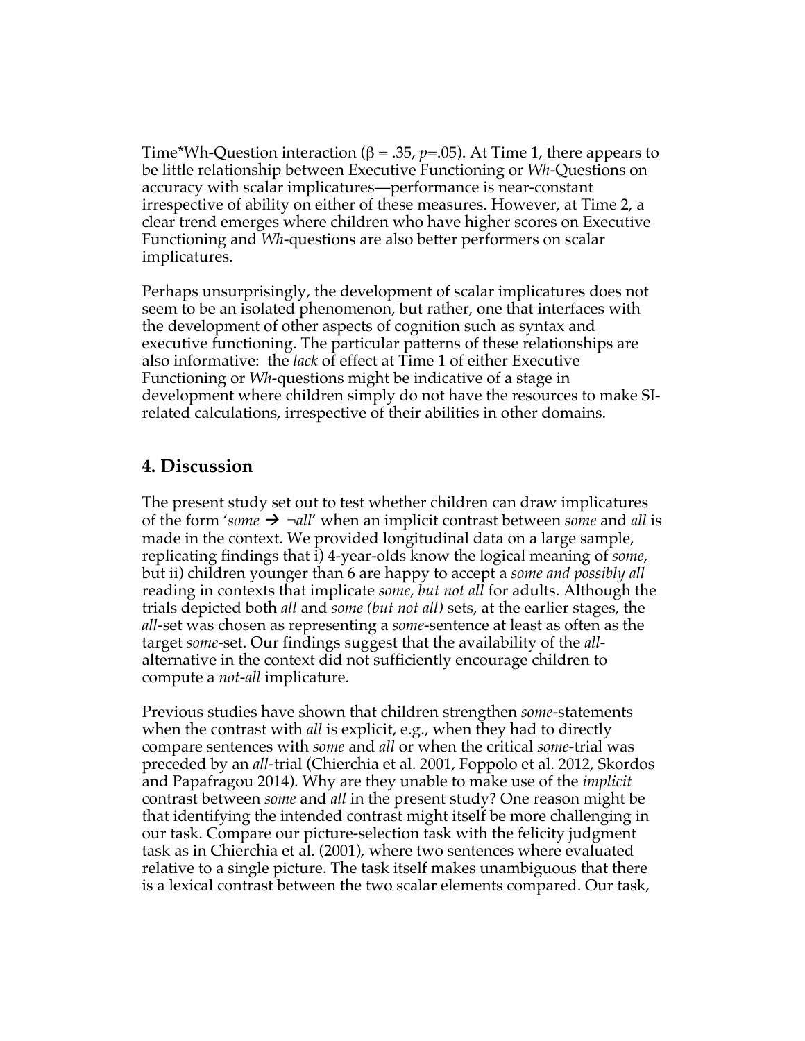Time*Wh-Question interaction ($\beta = .35$, $p$=.05). At Time 1, there appears to be little relationship between Executive Functioning or *Wh*-Questions on accuracy with scalar implicatures—performance is near-constant irrespective of ability on either of these measures. However, at Time 2, a clear trend emerges where children who have higher scores on Executive Functioning and *Wh*-questions are also better performers on scalar implicatures.

Perhaps unsurprisingly, the development of scalar implicatures does not seem to be an isolated phenomenon, but rather, one that interfaces with the development of other aspects of cognition such as syntax and executive functioning. The particular patterns of these relationships are also informative: the *lack* of effect at Time 1 of either Executive Functioning or *Wh*-questions might be indicative of a stage in development where children simply do not have the resources to make SI-related calculations, irrespective of their abilities in other domains.

## 4. Discussion

The present study set out to test whether children can draw implicatures of the form '*some* → ¬*all*' when an implicit contrast between *some* and *all* is made in the context. We provided longitudinal data on a large sample, replicating findings that i) 4-year-olds know the logical meaning of *some*, but ii) children younger than 6 are happy to accept a *some and possibly all* reading in contexts that implicate *some, but not all* for adults. Although the trials depicted both *all* and *some (but not all)* sets, at the earlier stages, the *all*-set was chosen as representing a *some*-sentence at least as often as the target *some*-set. Our findings suggest that the availability of the *all*-alternative in the context did not sufficiently encourage children to compute a *not-all* implicature.

Previous studies have shown that children strengthen *some*-statements when the contrast with *all* is explicit, e.g., when they had to directly compare sentences with *some* and *all* or when the critical *some*-trial was preceded by an *all*-trial (Chierchia et al. 2001, Foppolo et al. 2012, Skordos and Papafragou 2014). Why are they unable to make use of the *implicit* contrast between *some* and *all* in the present study? One reason might be that identifying the intended contrast might itself be more challenging in our task. Compare our picture-selection task with the felicity judgment task as in Chierchia et al. (2001), where two sentences where evaluated relative to a single picture. The task itself makes unambiguous that there is a lexical contrast between the two scalar elements compared. Our task,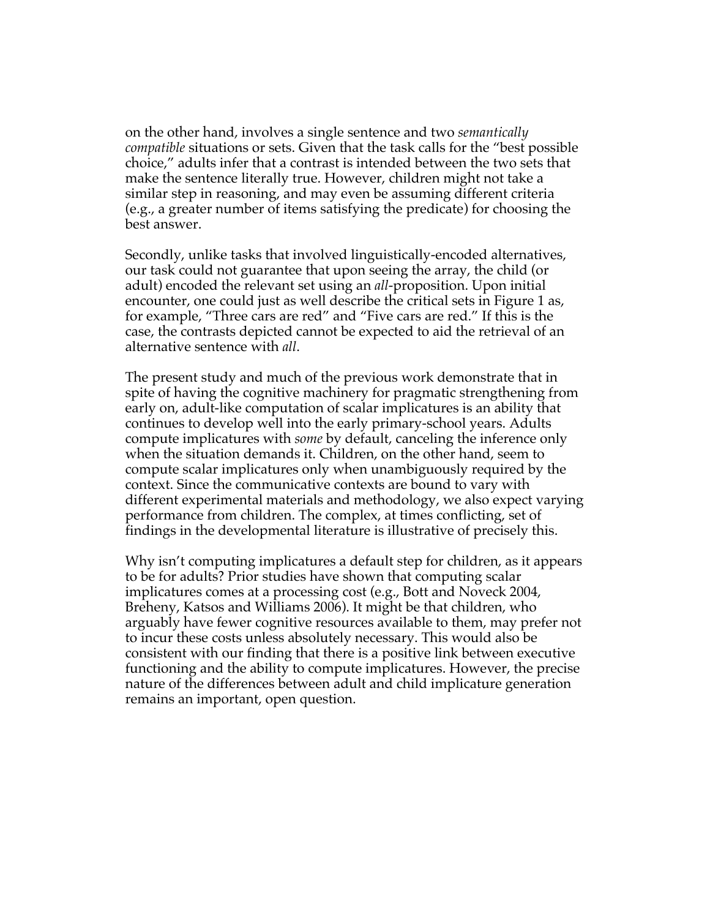on the other hand, involves a single sentence and two *semantically compatible* situations or sets. Given that the task calls for the "best possible choice," adults infer that a contrast is intended between the two sets that make the sentence literally true. However, children might not take a similar step in reasoning, and may even be assuming different criteria (e.g., a greater number of items satisfying the predicate) for choosing the best answer.

Secondly, unlike tasks that involved linguistically-encoded alternatives, our task could not guarantee that upon seeing the array, the child (or adult) encoded the relevant set using an *all*-proposition. Upon initial encounter, one could just as well describe the critical sets in Figure 1 as, for example, "Three cars are red" and "Five cars are red." If this is the case, the contrasts depicted cannot be expected to aid the retrieval of an alternative sentence with *all*.

The present study and much of the previous work demonstrate that in spite of having the cognitive machinery for pragmatic strengthening from early on, adult-like computation of scalar implicatures is an ability that continues to develop well into the early primary-school years. Adults compute implicatures with *some* by default, canceling the inference only when the situation demands it. Children, on the other hand, seem to compute scalar implicatures only when unambiguously required by the context. Since the communicative contexts are bound to vary with different experimental materials and methodology, we also expect varying performance from children. The complex, at times conflicting, set of findings in the developmental literature is illustrative of precisely this.

Why isn't computing implicatures a default step for children, as it appears to be for adults? Prior studies have shown that computing scalar implicatures comes at a processing cost (e.g., Bott and Noveck 2004, Breheny, Katsos and Williams 2006). It might be that children, who arguably have fewer cognitive resources available to them, may prefer not to incur these costs unless absolutely necessary. This would also be consistent with our finding that there is a positive link between executive functioning and the ability to compute implicatures. However, the precise nature of the differences between adult and child implicature generation remains an important, open question.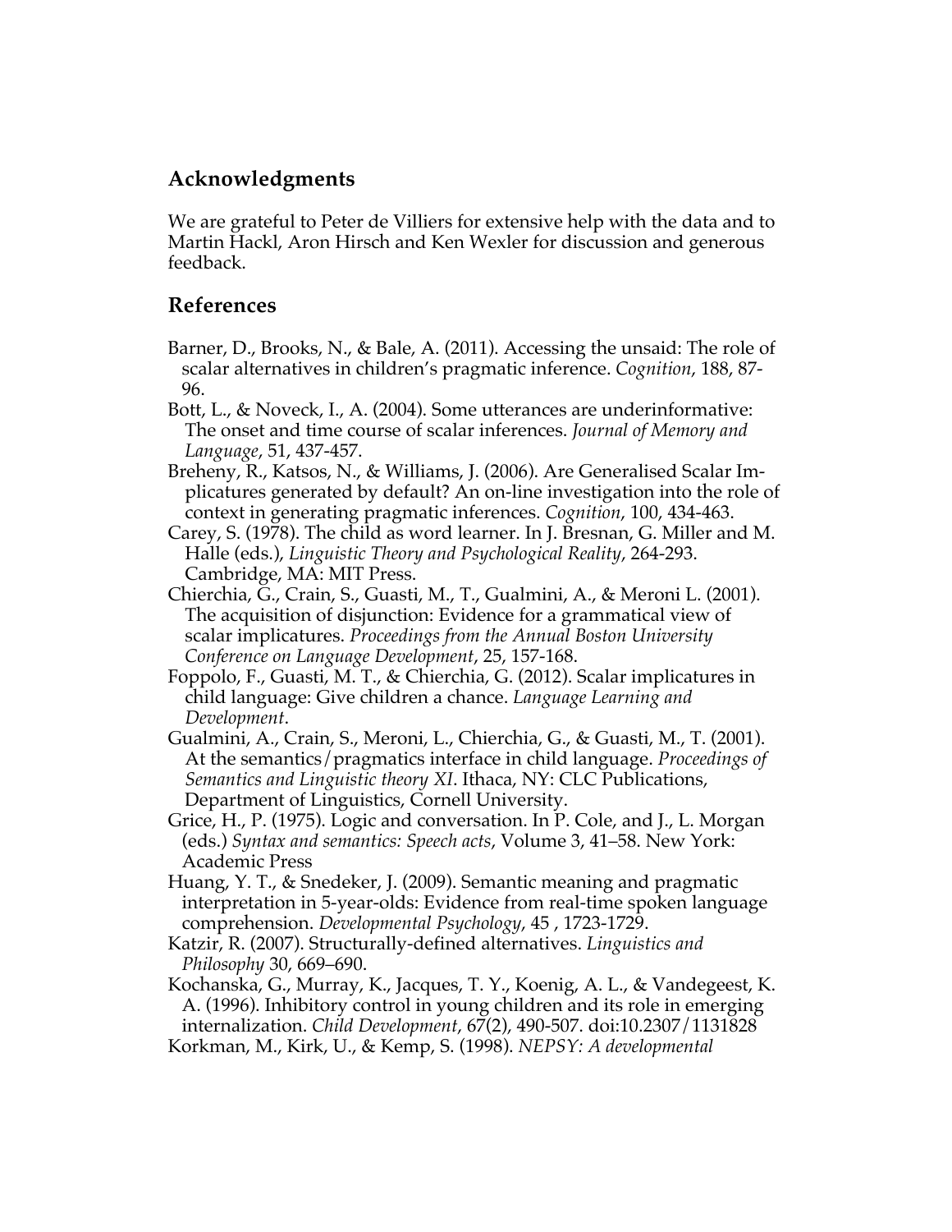## Acknowledgments

We are grateful to Peter de Villiers for extensive help with the data and to Martin Hackl, Aron Hirsch and Ken Wexler for discussion and generous feedback.

## References

Barner, D., Brooks, N., & Bale, A. (2011). Accessing the unsaid: The role of scalar alternatives in children's pragmatic inference. *Cognition*, 188, 87-96.

Bott, L., & Noveck, I., A. (2004). Some utterances are underinformative: The onset and time course of scalar inferences. *Journal of Memory and Language*, 51, 437-457.

Breheny, R., Katsos, N., & Williams, J. (2006). Are Generalised Scalar Implicatures generated by default? An on-line investigation into the role of context in generating pragmatic inferences. *Cognition*, 100, 434-463.

Carey, S. (1978). The child as word learner. In J. Bresnan, G. Miller and M. Halle (eds.), *Linguistic Theory and Psychological Reality*, 264-293. Cambridge, MA: MIT Press.

Chierchia, G., Crain, S., Guasti, M., T., Gualmini, A., & Meroni L. (2001). The acquisition of disjunction: Evidence for a grammatical view of scalar implicatures. *Proceedings from the Annual Boston University Conference on Language Development*, 25, 157-168.

Foppolo, F., Guasti, M. T., & Chierchia, G. (2012). Scalar implicatures in child language: Give children a chance. *Language Learning and Development*.

Gualmini, A., Crain, S., Meroni, L., Chierchia, G., & Guasti, M., T. (2001). At the semantics/pragmatics interface in child language. *Proceedings of Semantics and Linguistic theory XI*. Ithaca, NY: CLC Publications, Department of Linguistics, Cornell University.

Grice, H., P. (1975). Logic and conversation. In P. Cole, and J., L. Morgan (eds.) *Syntax and semantics: Speech acts*, Volume 3, 41–58. New York: Academic Press

Huang, Y. T., & Snedeker, J. (2009). Semantic meaning and pragmatic interpretation in 5-year-olds: Evidence from real-time spoken language comprehension. *Developmental Psychology*, 45 , 1723-1729.

Katzir, R. (2007). Structurally-defined alternatives. *Linguistics and Philosophy* 30, 669–690.

Kochanska, G., Murray, K., Jacques, T. Y., Koenig, A. L., & Vandegeest, K. A. (1996). Inhibitory control in young children and its role in emerging internalization. *Child Development*, 67(2), 490-507. doi:10.2307/1131828

Korkman, M., Kirk, U., & Kemp, S. (1998). *NEPSY: A developmental*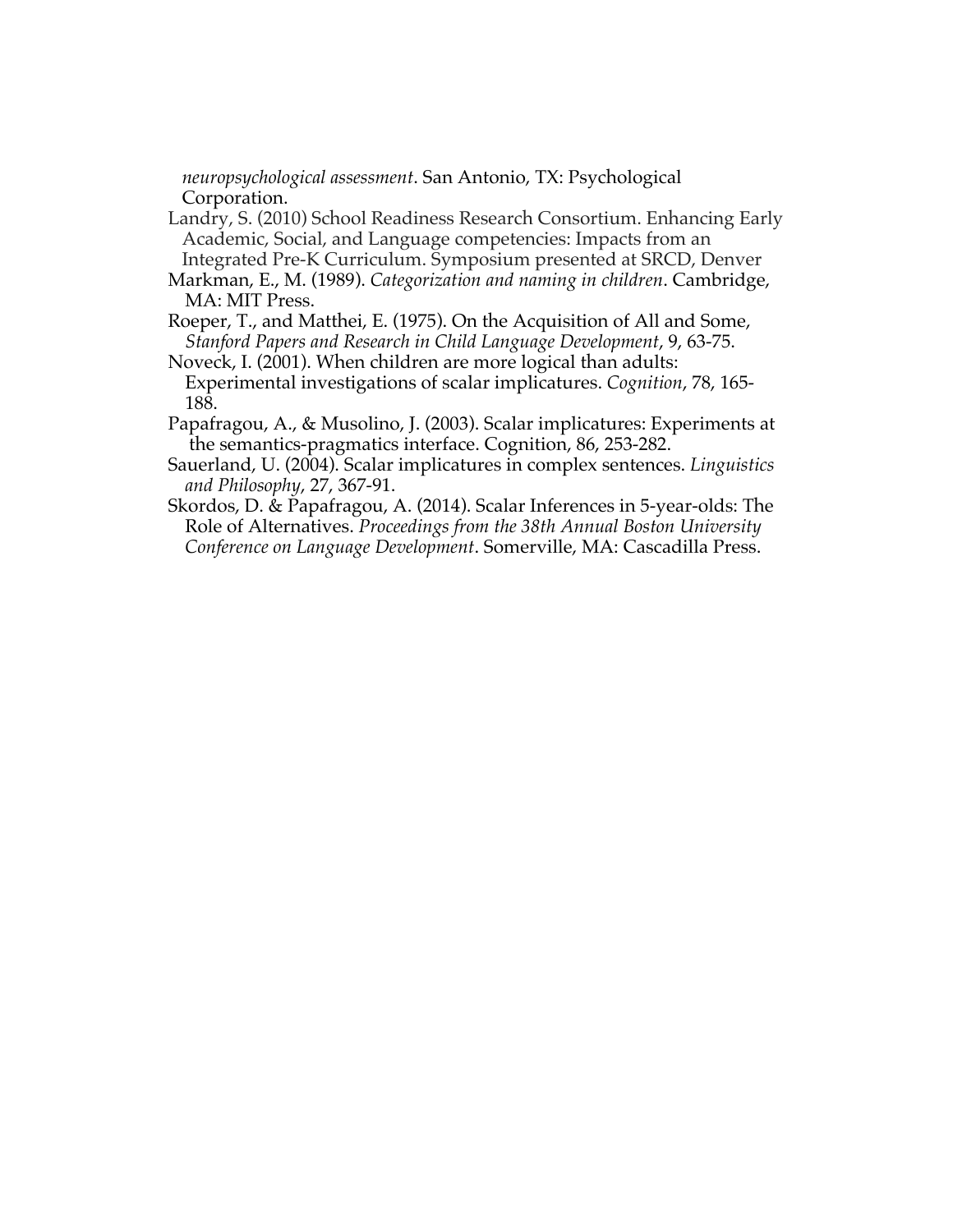*neuropsychological assessment*. San Antonio, TX: Psychological Corporation.

Landry, S. (2010) School Readiness Research Consortium. Enhancing Early Academic, Social, and Language competencies: Impacts from an Integrated Pre-K Curriculum. Symposium presented at SRCD, Denver

Markman, E., M. (1989). *Categorization and naming in children*. Cambridge, MA: MIT Press.

Roeper, T., and Matthei, E. (1975). On the Acquisition of All and Some, *Stanford Papers and Research in Child Language Development*, 9, 63-75.

Noveck, I. (2001). When children are more logical than adults: Experimental investigations of scalar implicatures. *Cognition*, 78, 165-188.

Papafragou, A., & Musolino, J. (2003). Scalar implicatures: Experiments at the semantics-pragmatics interface. Cognition, 86, 253-282.

Sauerland, U. (2004). Scalar implicatures in complex sentences. *Linguistics and Philosophy*, 27, 367-91.

Skordos, D. & Papafragou, A. (2014). Scalar Inferences in 5-year-olds: The Role of Alternatives. *Proceedings from the 38th Annual Boston University Conference on Language Development*. Somerville, MA: Cascadilla Press.